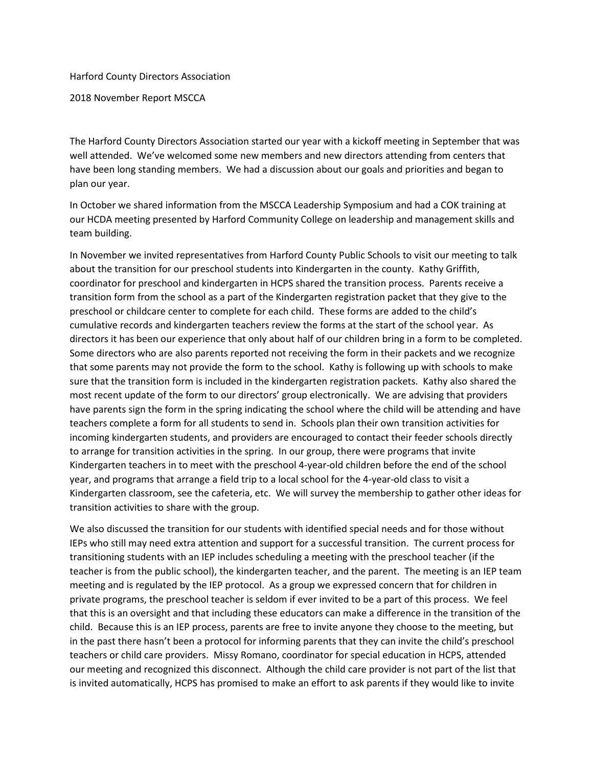Harford County Directors Association

2018 November Report MSCCA

The Harford County Directors Association started our year with a kickoff meeting in September that was well attended. We've welcomed some new members and new directors attending from centers that have been long standing members. We had a discussion about our goals and priorities and began to plan our year.

In October we shared information from the MSCCA Leadership Symposium and had a COK training at our HCDA meeting presented by Harford Community College on leadership and management skills and team building.

In November we invited representatives from Harford County Public Schools to visit our meeting to talk about the transition for our preschool students into Kindergarten in the county. Kathy Griffith, coordinator for preschool and kindergarten in HCPS shared the transition process. Parents receive a transition form from the school as a part of the Kindergarten registration packet that they give to the preschool or childcare center to complete for each child. These forms are added to the child's cumulative records and kindergarten teachers review the forms at the start of the school year. As directors it has been our experience that only about half of our children bring in a form to be completed. Some directors who are also parents reported not receiving the form in their packets and we recognize that some parents may not provide the form to the school. Kathy is following up with schools to make sure that the transition form is included in the kindergarten registration packets. Kathy also shared the most recent update of the form to our directors' group electronically. We are advising that providers have parents sign the form in the spring indicating the school where the child will be attending and have teachers complete a form for all students to send in. Schools plan their own transition activities for incoming kindergarten students, and providers are encouraged to contact their feeder schools directly to arrange for transition activities in the spring. In our group, there were programs that invite Kindergarten teachers in to meet with the preschool 4-year-old children before the end of the school year, and programs that arrange a field trip to a local school for the 4-year-old class to visit a Kindergarten classroom, see the cafeteria, etc. We will survey the membership to gather other ideas for transition activities to share with the group.

We also discussed the transition for our students with identified special needs and for those without IEPs who still may need extra attention and support for a successful transition. The current process for transitioning students with an IEP includes scheduling a meeting with the preschool teacher (if the teacher is from the public school), the kindergarten teacher, and the parent. The meeting is an IEP team meeting and is regulated by the IEP protocol. As a group we expressed concern that for children in private programs, the preschool teacher is seldom if ever invited to be a part of this process. We feel that this is an oversight and that including these educators can make a difference in the transition of the child. Because this is an IEP process, parents are free to invite anyone they choose to the meeting, but in the past there hasn't been a protocol for informing parents that they can invite the child's preschool teachers or child care providers. Missy Romano, coordinator for special education in HCPS, attended our meeting and recognized this disconnect. Although the child care provider is not part of the list that is invited automatically, HCPS has promised to make an effort to ask parents if they would like to invite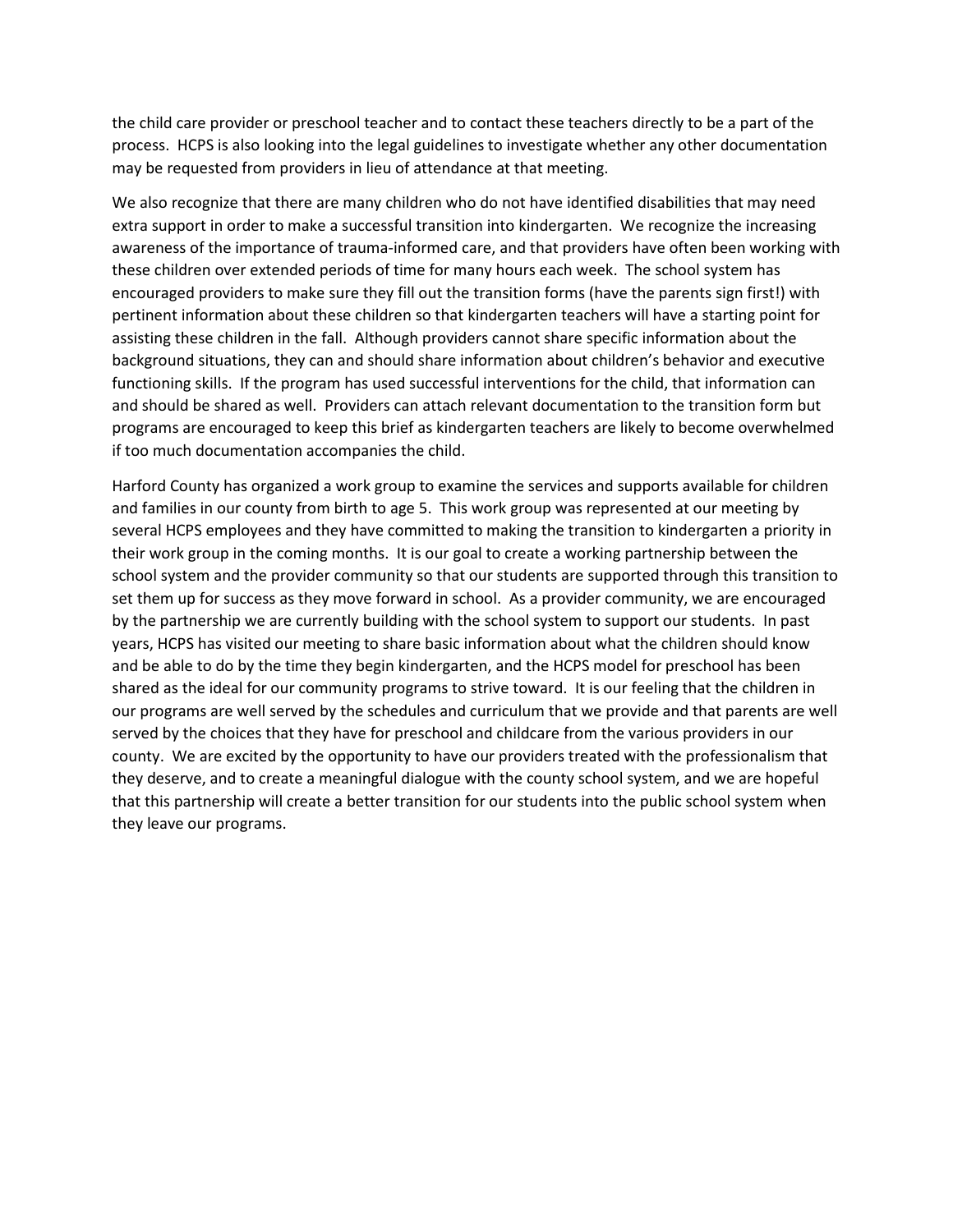the child care provider or preschool teacher and to contact these teachers directly to be a part of the process.  HCPS is also looking into the legal guidelines to investigate whether any other documentation may be requested from providers in lieu of attendance at that meeting.

We also recognize that there are many children who do not have identified disabilities that may need extra support in order to make a successful transition into kindergarten.  We recognize the increasing awareness of the importance of trauma-informed care, and that providers have often been working with these children over extended periods of time for many hours each week.  The school system has encouraged providers to make sure they fill out the transition forms (have the parents sign first!) with pertinent information about these children so that kindergarten teachers will have a starting point for assisting these children in the fall.  Although providers cannot share specific information about the background situations, they can and should share information about children's behavior and executive functioning skills.  If the program has used successful interventions for the child, that information can and should be shared as well.  Providers can attach relevant documentation to the transition form but programs are encouraged to keep this brief as kindergarten teachers are likely to become overwhelmed if too much documentation accompanies the child.

Harford County has organized a work group to examine the services and supports available for children and families in our county from birth to age 5.  This work group was represented at our meeting by several HCPS employees and they have committed to making the transition to kindergarten a priority in their work group in the coming months.  It is our goal to create a working partnership between the school system and the provider community so that our students are supported through this transition to set them up for success as they move forward in school.  As a provider community, we are encouraged by the partnership we are currently building with the school system to support our students.  In past years, HCPS has visited our meeting to share basic information about what the children should know and be able to do by the time they begin kindergarten, and the HCPS model for preschool has been shared as the ideal for our community programs to strive toward.  It is our feeling that the children in our programs are well served by the schedules and curriculum that we provide and that parents are well served by the choices that they have for preschool and childcare from the various providers in our county.  We are excited by the opportunity to have our providers treated with the professionalism that they deserve, and to create a meaningful dialogue with the county school system, and we are hopeful that this partnership will create a better transition for our students into the public school system when they leave our programs.